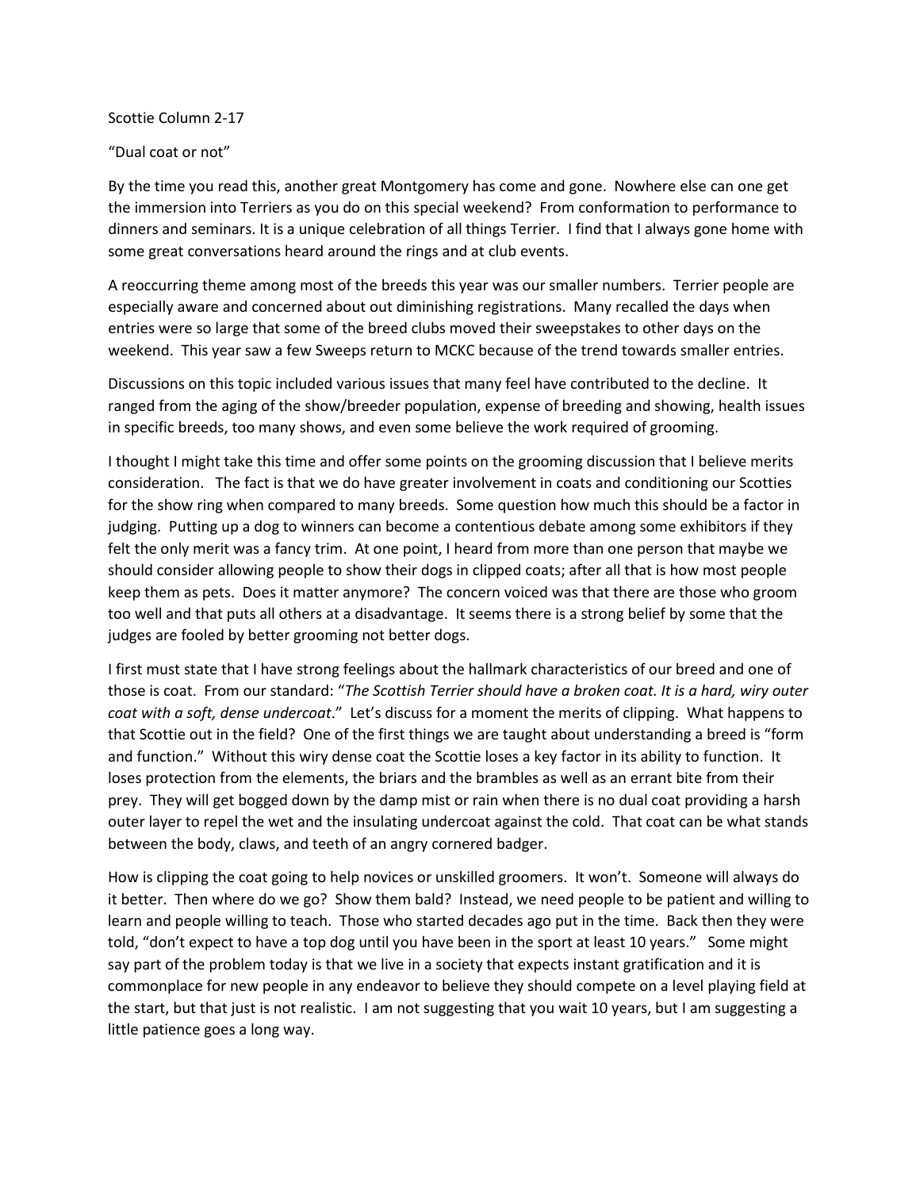Scottie Column 2-17

"Dual coat or not"

By the time you read this, another great Montgomery has come and gone. Nowhere else can one get the immersion into Terriers as you do on this special weekend? From conformation to performance to dinners and seminars. It is a unique celebration of all things Terrier. I find that I always gone home with some great conversations heard around the rings and at club events.

A reoccurring theme among most of the breeds this year was our smaller numbers. Terrier people are especially aware and concerned about out diminishing registrations. Many recalled the days when entries were so large that some of the breed clubs moved their sweepstakes to other days on the weekend. This year saw a few Sweeps return to MCKC because of the trend towards smaller entries.

Discussions on this topic included various issues that many feel have contributed to the decline. It ranged from the aging of the show/breeder population, expense of breeding and showing, health issues in specific breeds, too many shows, and even some believe the work required of grooming.

I thought I might take this time and offer some points on the grooming discussion that I believe merits consideration. The fact is that we do have greater involvement in coats and conditioning our Scotties for the show ring when compared to many breeds. Some question how much this should be a factor in judging. Putting up a dog to winners can become a contentious debate among some exhibitors if they felt the only merit was a fancy trim. At one point, I heard from more than one person that maybe we should consider allowing people to show their dogs in clipped coats; after all that is how most people keep them as pets. Does it matter anymore? The concern voiced was that there are those who groom too well and that puts all others at a disadvantage. It seems there is a strong belief by some that the judges are fooled by better grooming not better dogs.

I first must state that I have strong feelings about the hallmark characteristics of our breed and one of those is coat. From our standard: "*The Scottish Terrier should have a broken coat. It is a hard, wiry outer coat with a soft, dense undercoat*." Let's discuss for a moment the merits of clipping. What happens to that Scottie out in the field? One of the first things we are taught about understanding a breed is "form and function." Without this wiry dense coat the Scottie loses a key factor in its ability to function. It loses protection from the elements, the briars and the brambles as well as an errant bite from their prey. They will get bogged down by the damp mist or rain when there is no dual coat providing a harsh outer layer to repel the wet and the insulating undercoat against the cold. That coat can be what stands between the body, claws, and teeth of an angry cornered badger.

How is clipping the coat going to help novices or unskilled groomers. It won't. Someone will always do it better. Then where do we go? Show them bald? Instead, we need people to be patient and willing to learn and people willing to teach. Those who started decades ago put in the time. Back then they were told, "don't expect to have a top dog until you have been in the sport at least 10 years." Some might say part of the problem today is that we live in a society that expects instant gratification and it is commonplace for new people in any endeavor to believe they should compete on a level playing field at the start, but that just is not realistic. I am not suggesting that you wait 10 years, but I am suggesting a little patience goes a long way.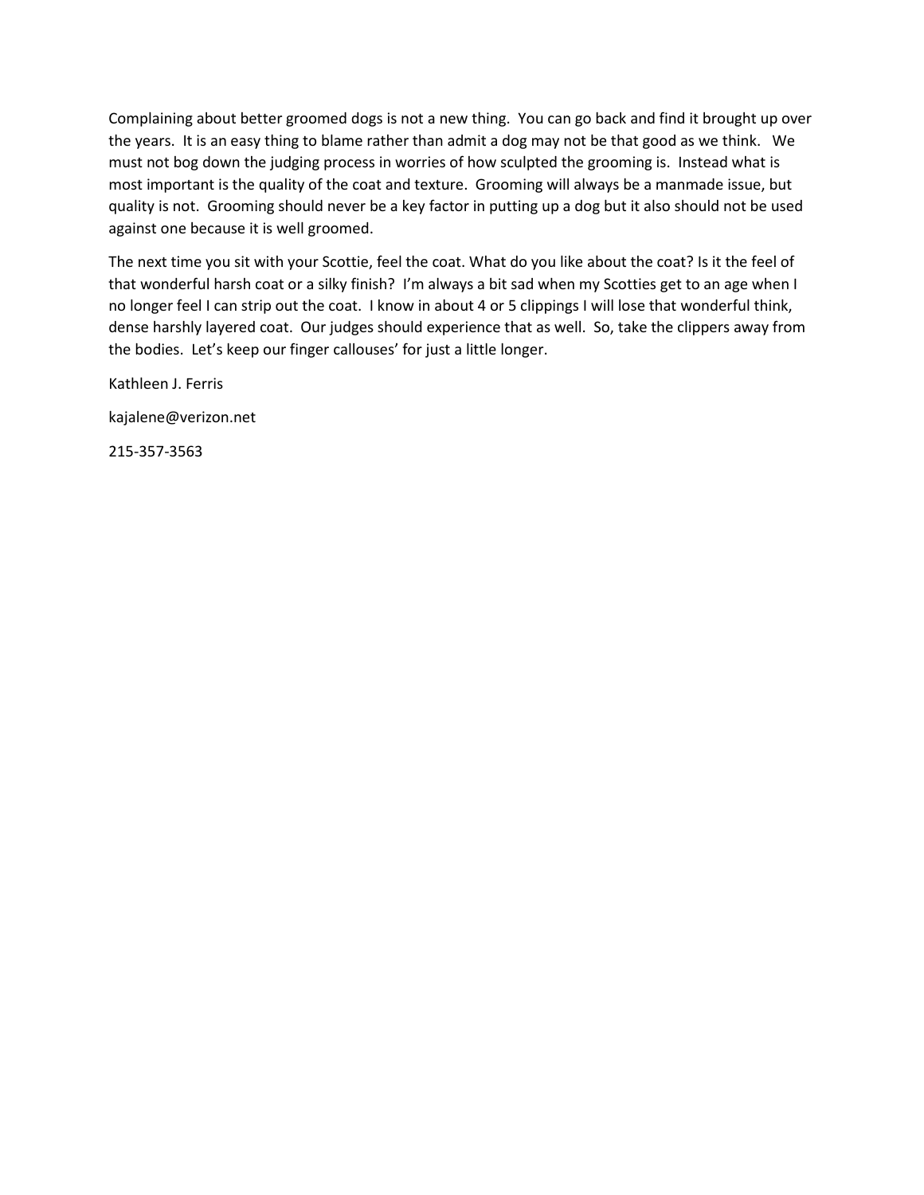Complaining about better groomed dogs is not a new thing. You can go back and find it brought up over the years. It is an easy thing to blame rather than admit a dog may not be that good as we think. We must not bog down the judging process in worries of how sculpted the grooming is. Instead what is most important is the quality of the coat and texture. Grooming will always be a manmade issue, but quality is not. Grooming should never be a key factor in putting up a dog but it also should not be used against one because it is well groomed.

The next time you sit with your Scottie, feel the coat. What do you like about the coat? Is it the feel of that wonderful harsh coat or a silky finish? I'm always a bit sad when my Scotties get to an age when I no longer feel I can strip out the coat. I know in about 4 or 5 clippings I will lose that wonderful think, dense harshly layered coat. Our judges should experience that as well. So, take the clippers away from the bodies. Let's keep our finger callouses' for just a little longer.

Kathleen J. Ferris

kajalene@verizon.net

215-357-3563